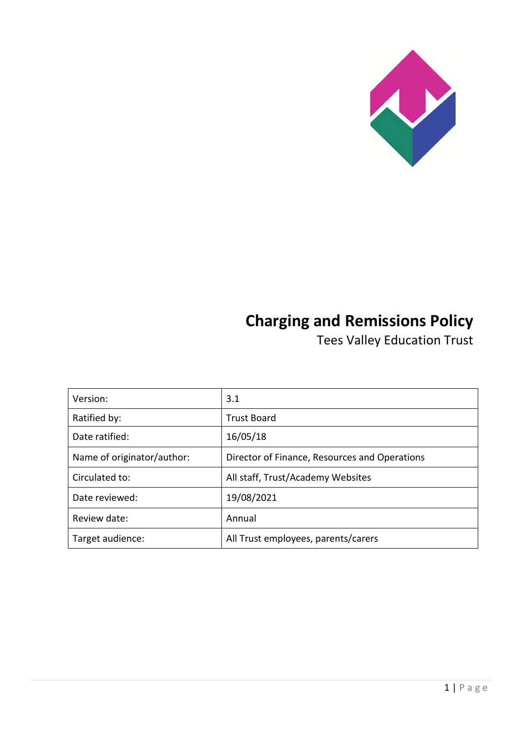# Charging and Remissions Policy

Tees Valley Education Trust

| Version: | 3.1 |
|---|---|
| Ratified by: | Trust Board |
| Date ratified: | 16/05/18 |
| Name of originator/author: | Director of Finance, Resources and Operations |
| Circulated to: | All staff, Trust/Academy Websites |
| Date reviewed: | 19/08/2021 |
| Review date: | Annual |
| Target audience: | All Trust employees, parents/carers |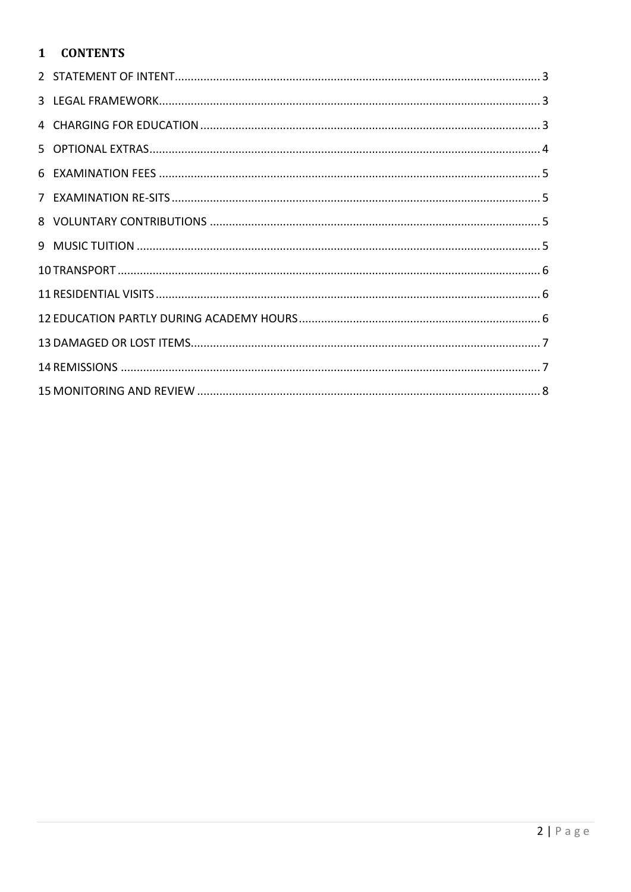# 1 CONTENTS

2 STATEMENT OF INTENT ........ 3

3 LEGAL FRAMEWORK ........ 3

4 CHARGING FOR EDUCATION ........ 3

5 OPTIONAL EXTRAS ........ 4

6 EXAMINATION FEES ........ 5

7 EXAMINATION RE-SITS ........ 5

8 VOLUNTARY CONTRIBUTIONS ........ 5

9 MUSIC TUITION ........ 5

10 TRANSPORT ........ 6

11 RESIDENTIAL VISITS ........ 6

12 EDUCATION PARTLY DURING ACADEMY HOURS ........ 6

13 DAMAGED OR LOST ITEMS ........ 7

14 REMISSIONS ........ 7

15 MONITORING AND REVIEW ........ 8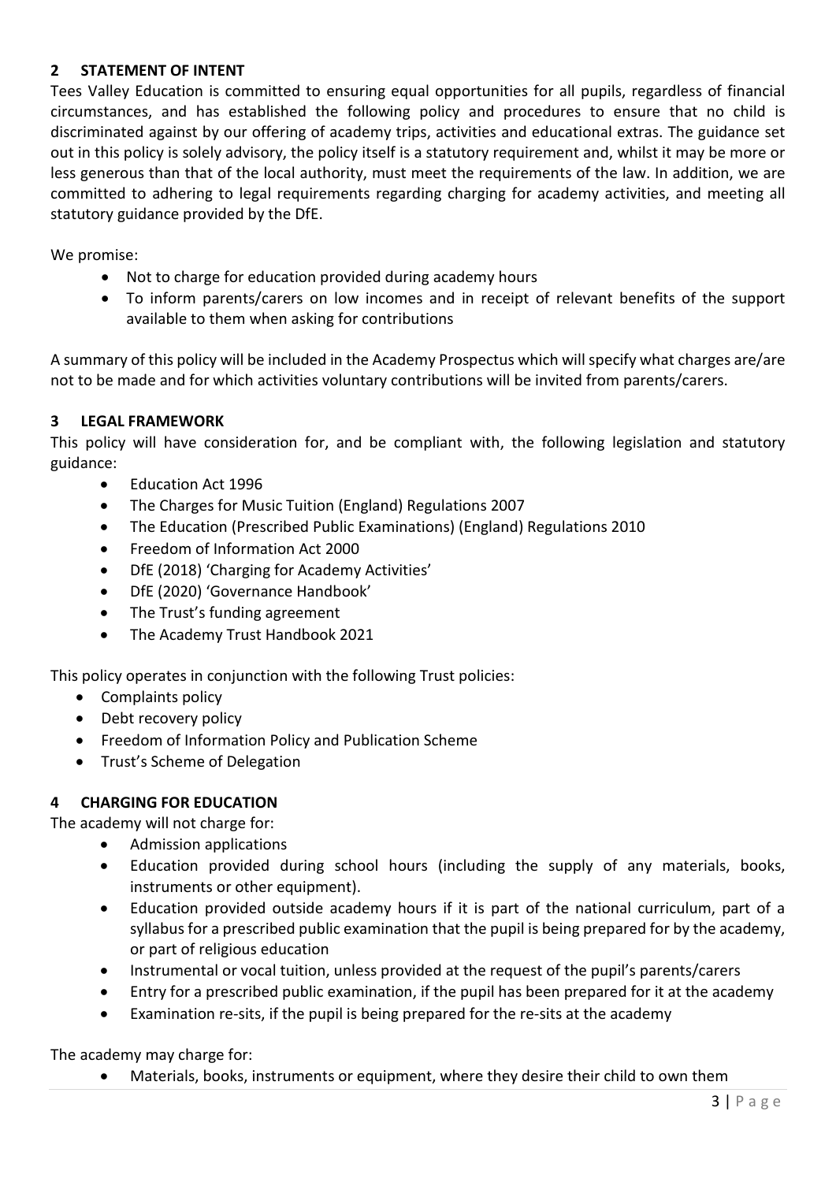## 2 STATEMENT OF INTENT

Tees Valley Education is committed to ensuring equal opportunities for all pupils, regardless of financial circumstances, and has established the following policy and procedures to ensure that no child is discriminated against by our offering of academy trips, activities and educational extras. The guidance set out in this policy is solely advisory, the policy itself is a statutory requirement and, whilst it may be more or less generous than that of the local authority, must meet the requirements of the law. In addition, we are committed to adhering to legal requirements regarding charging for academy activities, and meeting all statutory guidance provided by the DfE.

We promise:

- Not to charge for education provided during academy hours
- To inform parents/carers on low incomes and in receipt of relevant benefits of the support available to them when asking for contributions

A summary of this policy will be included in the Academy Prospectus which will specify what charges are/are not to be made and for which activities voluntary contributions will be invited from parents/carers.

## 3 LEGAL FRAMEWORK

This policy will have consideration for, and be compliant with, the following legislation and statutory guidance:

- Education Act 1996
- The Charges for Music Tuition (England) Regulations 2007
- The Education (Prescribed Public Examinations) (England) Regulations 2010
- Freedom of Information Act 2000
- DfE (2018) 'Charging for Academy Activities'
- DfE (2020) 'Governance Handbook'
- The Trust's funding agreement
- The Academy Trust Handbook 2021

This policy operates in conjunction with the following Trust policies:

- Complaints policy
- Debt recovery policy
- Freedom of Information Policy and Publication Scheme
- Trust's Scheme of Delegation

## 4 CHARGING FOR EDUCATION

The academy will not charge for:

- Admission applications
- Education provided during school hours (including the supply of any materials, books, instruments or other equipment).
- Education provided outside academy hours if it is part of the national curriculum, part of a syllabus for a prescribed public examination that the pupil is being prepared for by the academy, or part of religious education
- Instrumental or vocal tuition, unless provided at the request of the pupil's parents/carers
- Entry for a prescribed public examination, if the pupil has been prepared for it at the academy
- Examination re-sits, if the pupil is being prepared for the re-sits at the academy

The academy may charge for:

- Materials, books, instruments or equipment, where they desire their child to own them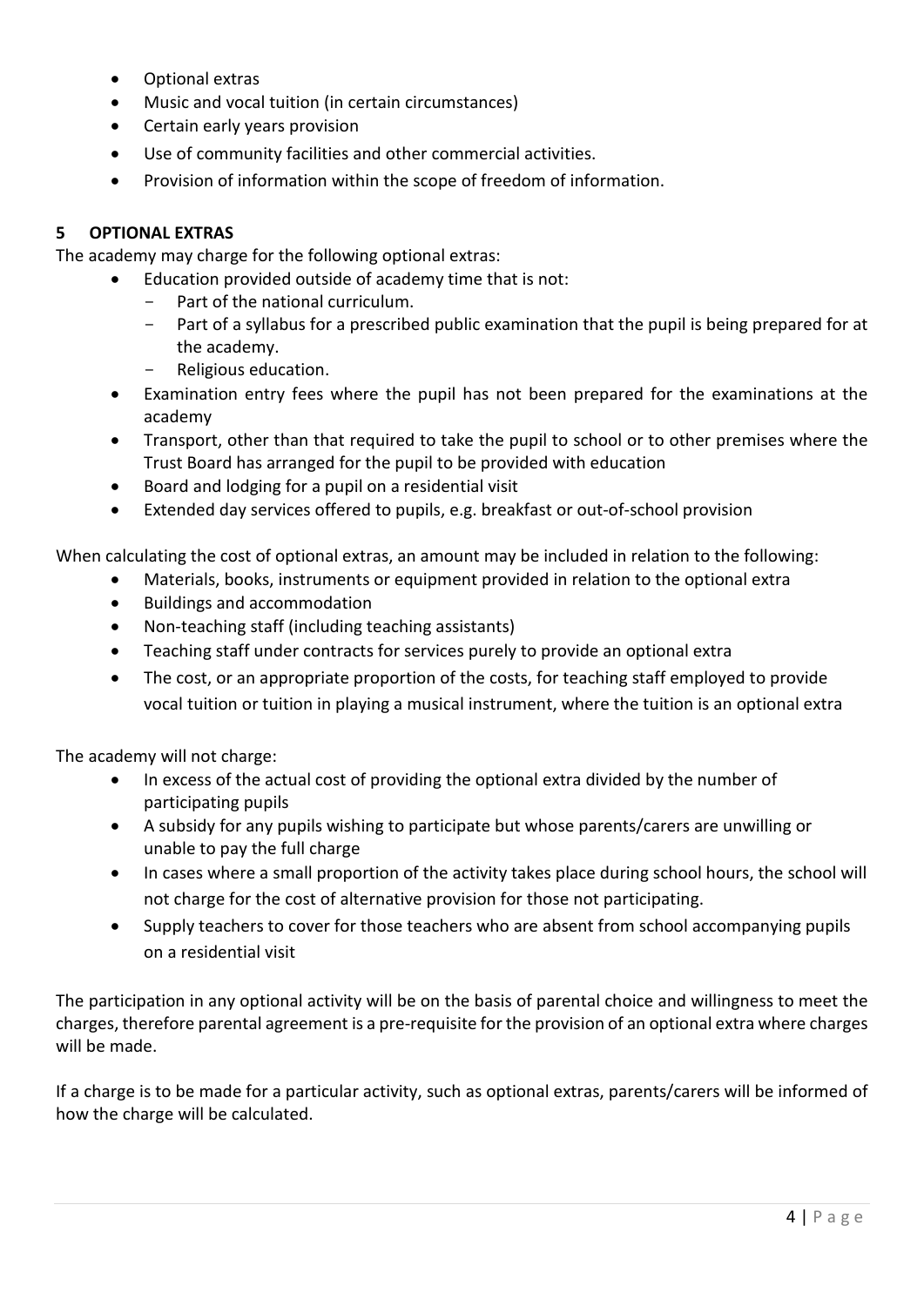- Optional extras
- Music and vocal tuition (in certain circumstances)
- Certain early years provision
- Use of community facilities and other commercial activities.
- Provision of information within the scope of freedom of information.

## 5 OPTIONAL EXTRAS

The academy may charge for the following optional extras:

- Education provided outside of academy time that is not:
  - Part of the national curriculum.
  - Part of a syllabus for a prescribed public examination that the pupil is being prepared for at the academy.
  - Religious education.
- Examination entry fees where the pupil has not been prepared for the examinations at the academy
- Transport, other than that required to take the pupil to school or to other premises where the Trust Board has arranged for the pupil to be provided with education
- Board and lodging for a pupil on a residential visit
- Extended day services offered to pupils, e.g. breakfast or out-of-school provision

When calculating the cost of optional extras, an amount may be included in relation to the following:

- Materials, books, instruments or equipment provided in relation to the optional extra
- Buildings and accommodation
- Non-teaching staff (including teaching assistants)
- Teaching staff under contracts for services purely to provide an optional extra
- The cost, or an appropriate proportion of the costs, for teaching staff employed to provide vocal tuition or tuition in playing a musical instrument, where the tuition is an optional extra

The academy will not charge:

- In excess of the actual cost of providing the optional extra divided by the number of participating pupils
- A subsidy for any pupils wishing to participate but whose parents/carers are unwilling or unable to pay the full charge
- In cases where a small proportion of the activity takes place during school hours, the school will not charge for the cost of alternative provision for those not participating.
- Supply teachers to cover for those teachers who are absent from school accompanying pupils on a residential visit

The participation in any optional activity will be on the basis of parental choice and willingness to meet the charges, therefore parental agreement is a pre-requisite for the provision of an optional extra where charges will be made.

If a charge is to be made for a particular activity, such as optional extras, parents/carers will be informed of how the charge will be calculated.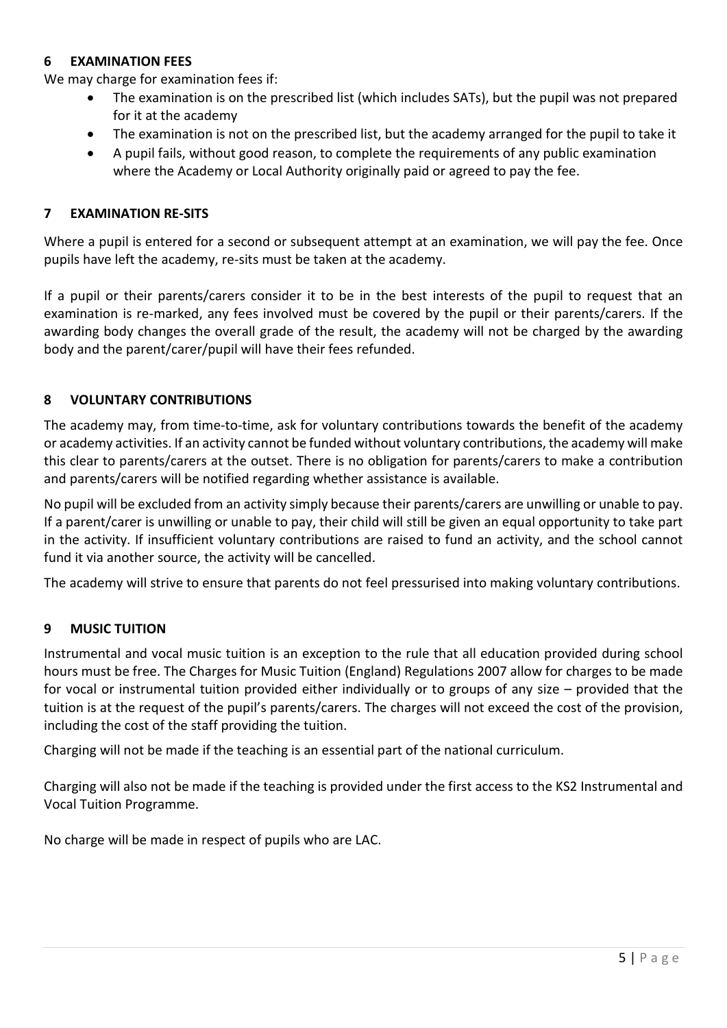## 6 EXAMINATION FEES

We may charge for examination fees if:

- The examination is on the prescribed list (which includes SATs), but the pupil was not prepared for it at the academy
- The examination is not on the prescribed list, but the academy arranged for the pupil to take it
- A pupil fails, without good reason, to complete the requirements of any public examination where the Academy or Local Authority originally paid or agreed to pay the fee.

## 7 EXAMINATION RE-SITS

Where a pupil is entered for a second or subsequent attempt at an examination, we will pay the fee. Once pupils have left the academy, re-sits must be taken at the academy.

If a pupil or their parents/carers consider it to be in the best interests of the pupil to request that an examination is re-marked, any fees involved must be covered by the pupil or their parents/carers. If the awarding body changes the overall grade of the result, the academy will not be charged by the awarding body and the parent/carer/pupil will have their fees refunded.

## 8 VOLUNTARY CONTRIBUTIONS

The academy may, from time-to-time, ask for voluntary contributions towards the benefit of the academy or academy activities. If an activity cannot be funded without voluntary contributions, the academy will make this clear to parents/carers at the outset. There is no obligation for parents/carers to make a contribution and parents/carers will be notified regarding whether assistance is available.

No pupil will be excluded from an activity simply because their parents/carers are unwilling or unable to pay. If a parent/carer is unwilling or unable to pay, their child will still be given an equal opportunity to take part in the activity. If insufficient voluntary contributions are raised to fund an activity, and the school cannot fund it via another source, the activity will be cancelled.

The academy will strive to ensure that parents do not feel pressurised into making voluntary contributions.

## 9 MUSIC TUITION

Instrumental and vocal music tuition is an exception to the rule that all education provided during school hours must be free. The Charges for Music Tuition (England) Regulations 2007 allow for charges to be made for vocal or instrumental tuition provided either individually or to groups of any size – provided that the tuition is at the request of the pupil's parents/carers. The charges will not exceed the cost of the provision, including the cost of the staff providing the tuition.

Charging will not be made if the teaching is an essential part of the national curriculum.

Charging will also not be made if the teaching is provided under the first access to the KS2 Instrumental and Vocal Tuition Programme.

No charge will be made in respect of pupils who are LAC.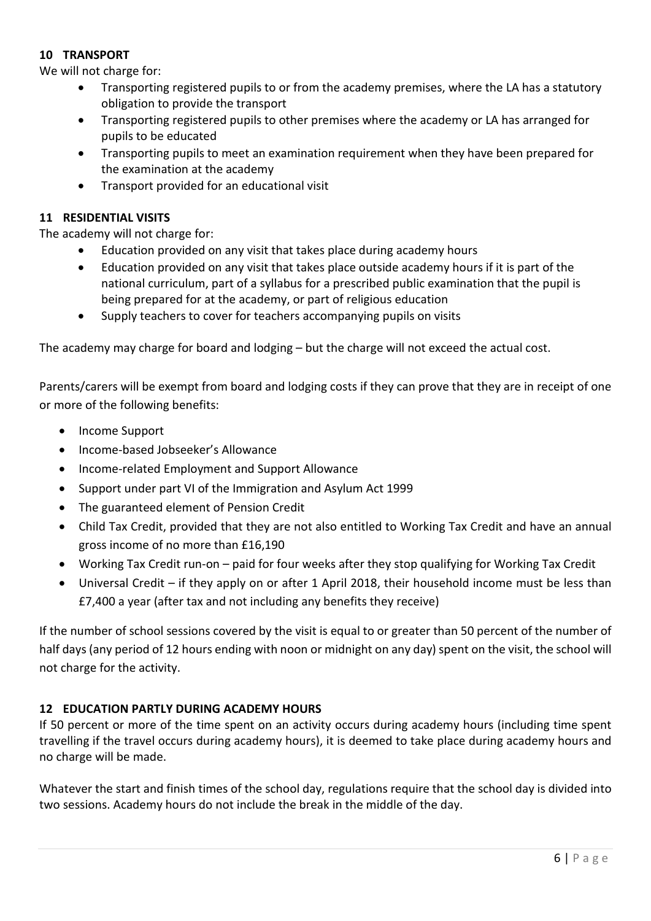## 10 TRANSPORT

We will not charge for:

- Transporting registered pupils to or from the academy premises, where the LA has a statutory obligation to provide the transport
- Transporting registered pupils to other premises where the academy or LA has arranged for pupils to be educated
- Transporting pupils to meet an examination requirement when they have been prepared for the examination at the academy
- Transport provided for an educational visit

## 11 RESIDENTIAL VISITS

The academy will not charge for:

- Education provided on any visit that takes place during academy hours
- Education provided on any visit that takes place outside academy hours if it is part of the national curriculum, part of a syllabus for a prescribed public examination that the pupil is being prepared for at the academy, or part of religious education
- Supply teachers to cover for teachers accompanying pupils on visits

The academy may charge for board and lodging – but the charge will not exceed the actual cost.

Parents/carers will be exempt from board and lodging costs if they can prove that they are in receipt of one or more of the following benefits:

- Income Support
- Income-based Jobseeker's Allowance
- Income-related Employment and Support Allowance
- Support under part VI of the Immigration and Asylum Act 1999
- The guaranteed element of Pension Credit
- Child Tax Credit, provided that they are not also entitled to Working Tax Credit and have an annual gross income of no more than £16,190
- Working Tax Credit run-on – paid for four weeks after they stop qualifying for Working Tax Credit
- Universal Credit – if they apply on or after 1 April 2018, their household income must be less than £7,400 a year (after tax and not including any benefits they receive)

If the number of school sessions covered by the visit is equal to or greater than 50 percent of the number of half days (any period of 12 hours ending with noon or midnight on any day) spent on the visit, the school will not charge for the activity.

## 12 EDUCATION PARTLY DURING ACADEMY HOURS

If 50 percent or more of the time spent on an activity occurs during academy hours (including time spent travelling if the travel occurs during academy hours), it is deemed to take place during academy hours and no charge will be made.

Whatever the start and finish times of the school day, regulations require that the school day is divided into two sessions. Academy hours do not include the break in the middle of the day.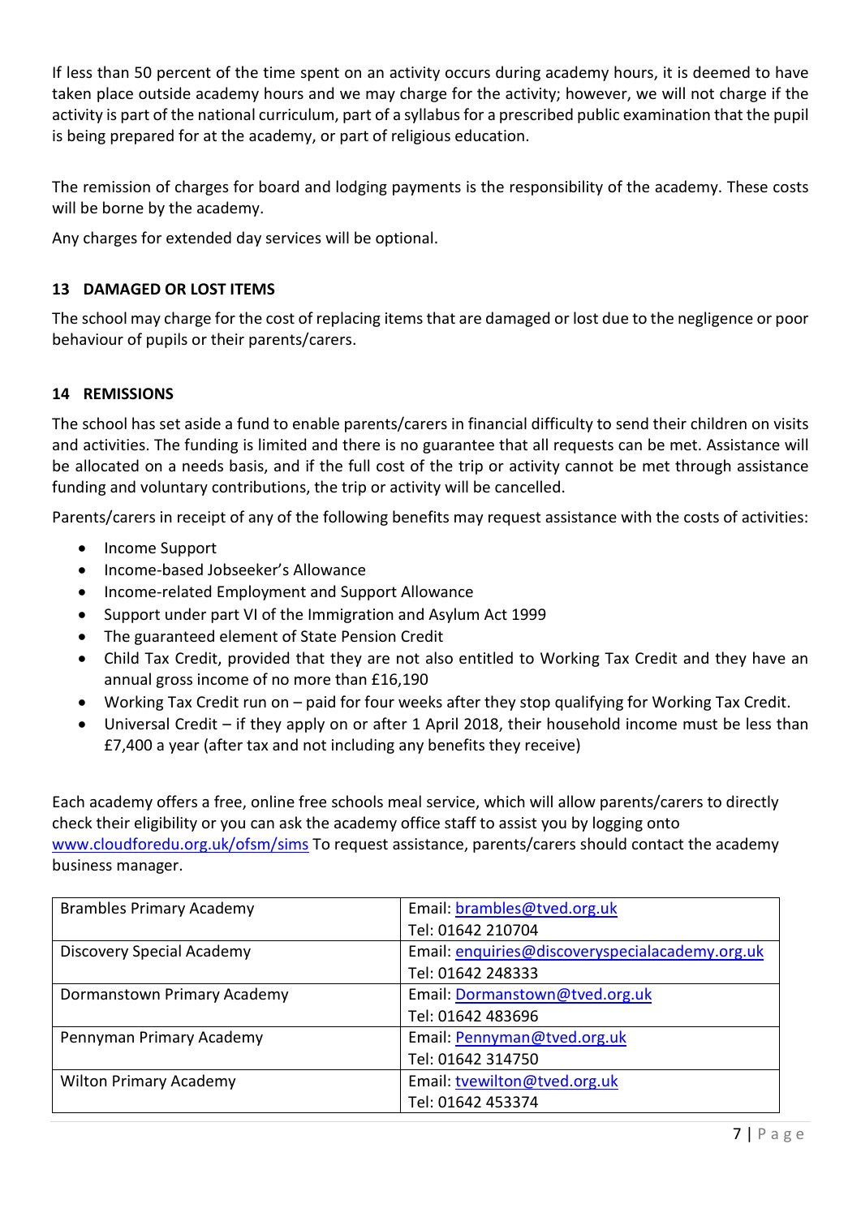If less than 50 percent of the time spent on an activity occurs during academy hours, it is deemed to have taken place outside academy hours and we may charge for the activity; however, we will not charge if the activity is part of the national curriculum, part of a syllabus for a prescribed public examination that the pupil is being prepared for at the academy, or part of religious education.

The remission of charges for board and lodging payments is the responsibility of the academy. These costs will be borne by the academy.

Any charges for extended day services will be optional.

### 13 DAMAGED OR LOST ITEMS

The school may charge for the cost of replacing items that are damaged or lost due to the negligence or poor behaviour of pupils or their parents/carers.

### 14 REMISSIONS

The school has set aside a fund to enable parents/carers in financial difficulty to send their children on visits and activities. The funding is limited and there is no guarantee that all requests can be met. Assistance will be allocated on a needs basis, and if the full cost of the trip or activity cannot be met through assistance funding and voluntary contributions, the trip or activity will be cancelled.

Parents/carers in receipt of any of the following benefits may request assistance with the costs of activities:

- Income Support
- Income-based Jobseeker's Allowance
- Income-related Employment and Support Allowance
- Support under part VI of the Immigration and Asylum Act 1999
- The guaranteed element of State Pension Credit
- Child Tax Credit, provided that they are not also entitled to Working Tax Credit and they have an annual gross income of no more than £16,190
- Working Tax Credit run on – paid for four weeks after they stop qualifying for Working Tax Credit.
- Universal Credit – if they apply on or after 1 April 2018, their household income must be less than £7,400 a year (after tax and not including any benefits they receive)

Each academy offers a free, online free schools meal service, which will allow parents/carers to directly check their eligibility or you can ask the academy office staff to assist you by logging onto www.cloudforedu.org.uk/ofsm/sims To request assistance, parents/carers should contact the academy business manager.

| Academy | Contact |
|---|---|
| Brambles Primary Academy | Email: brambles@tved.org.uk<br>Tel: 01642 210704 |
| Discovery Special Academy | Email: enquiries@discoveryspecialacademy.org.uk<br>Tel: 01642 248333 |
| Dormanstown Primary Academy | Email: Dormanstown@tved.org.uk<br>Tel: 01642 483696 |
| Pennyman Primary Academy | Email: Pennyman@tved.org.uk<br>Tel: 01642 314750 |
| Wilton Primary Academy | Email: tvewilton@tved.org.uk<br>Tel: 01642 453374 |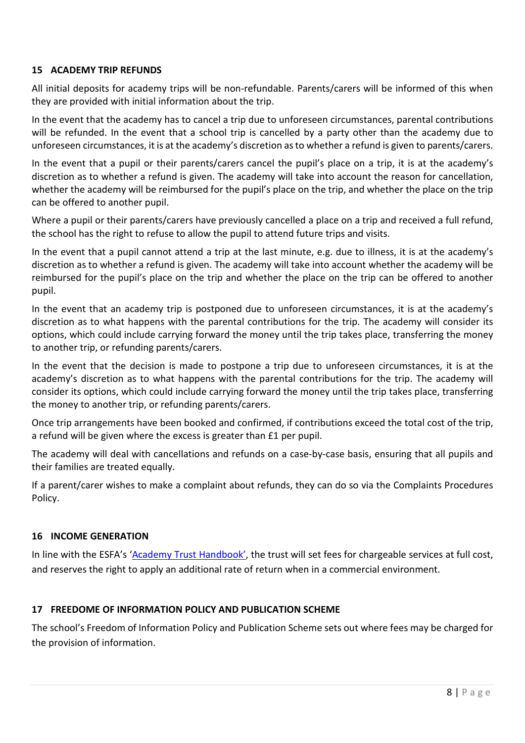## 15 ACADEMY TRIP REFUNDS

All initial deposits for academy trips will be non-refundable. Parents/carers will be informed of this when they are provided with initial information about the trip.

In the event that the academy has to cancel a trip due to unforeseen circumstances, parental contributions will be refunded. In the event that a school trip is cancelled by a party other than the academy due to unforeseen circumstances, it is at the academy's discretion as to whether a refund is given to parents/carers.

In the event that a pupil or their parents/carers cancel the pupil's place on a trip, it is at the academy's discretion as to whether a refund is given. The academy will take into account the reason for cancellation, whether the academy will be reimbursed for the pupil's place on the trip, and whether the place on the trip can be offered to another pupil.

Where a pupil or their parents/carers have previously cancelled a place on a trip and received a full refund, the school has the right to refuse to allow the pupil to attend future trips and visits.

In the event that a pupil cannot attend a trip at the last minute, e.g. due to illness, it is at the academy's discretion as to whether a refund is given. The academy will take into account whether the academy will be reimbursed for the pupil's place on the trip and whether the place on the trip can be offered to another pupil.

In the event that an academy trip is postponed due to unforeseen circumstances, it is at the academy's discretion as to what happens with the parental contributions for the trip. The academy will consider its options, which could include carrying forward the money until the trip takes place, transferring the money to another trip, or refunding parents/carers.

In the event that the decision is made to postpone a trip due to unforeseen circumstances, it is at the academy's discretion as to what happens with the parental contributions for the trip. The academy will consider its options, which could include carrying forward the money until the trip takes place, transferring the money to another trip, or refunding parents/carers.

Once trip arrangements have been booked and confirmed, if contributions exceed the total cost of the trip, a refund will be given where the excess is greater than £1 per pupil.

The academy will deal with cancellations and refunds on a case-by-case basis, ensuring that all pupils and their families are treated equally.

If a parent/carer wishes to make a complaint about refunds, they can do so via the Complaints Procedures Policy.

## 16 INCOME GENERATION

In line with the ESFA's 'Academy Trust Handbook', the trust will set fees for chargeable services at full cost, and reserves the right to apply an additional rate of return when in a commercial environment.

## 17 FREEDOME OF INFORMATION POLICY AND PUBLICATION SCHEME

The school's Freedom of Information Policy and Publication Scheme sets out where fees may be charged for the provision of information.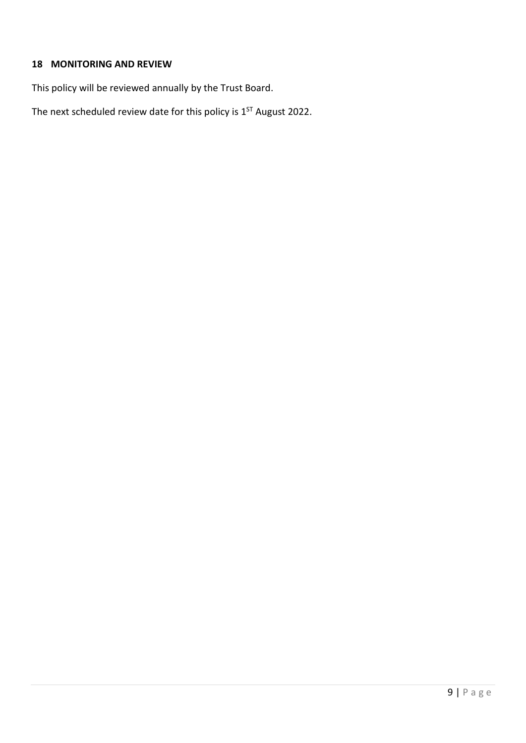## 18 MONITORING AND REVIEW

This policy will be reviewed annually by the Trust Board.

The next scheduled review date for this policy is 1[ST] August 2022.